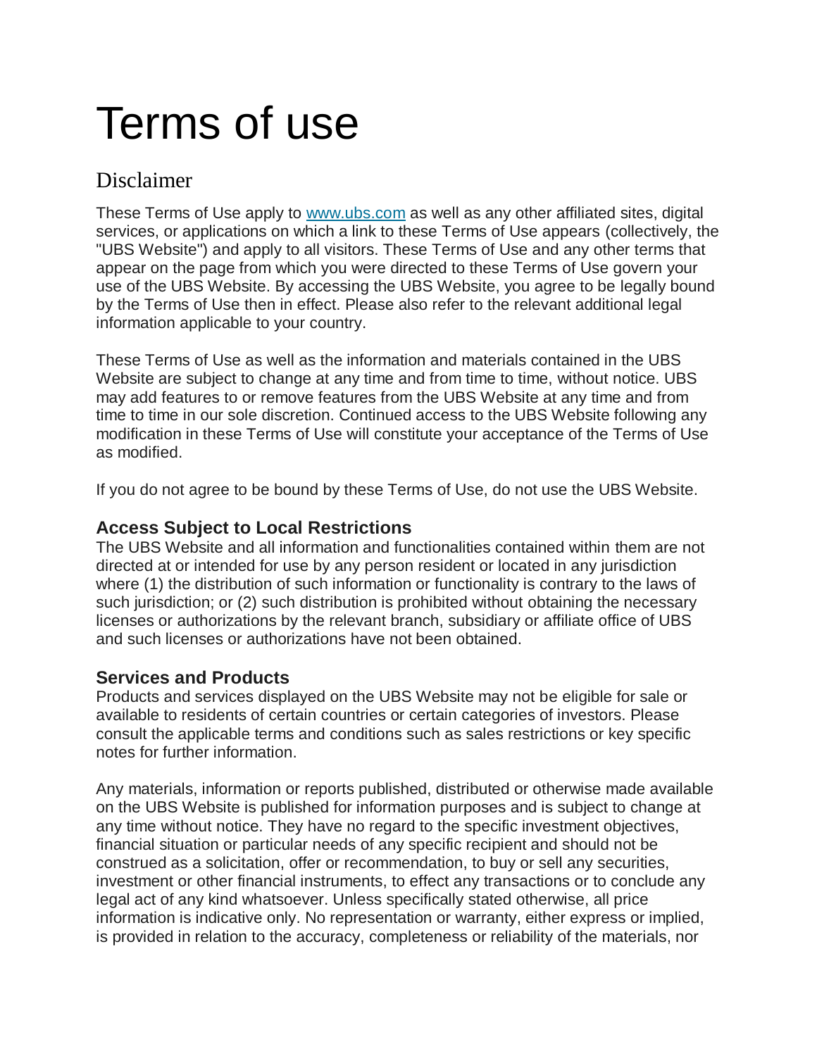# Terms of use

## Disclaimer

These Terms of Use apply to [www.ubs.com](http://www.ubs.com) as well as any other affiliated sites, digital services, or applications on which a link to these Terms of Use appears (collectively, the "UBS Website") and apply to all visitors. These Terms of Use and any other terms that appear on the page from which you were directed to these Terms of Use govern your use of the UBS Website. By accessing the UBS Website, you agree to be legally bound by the Terms of Use then in effect. Please also refer to the relevant additional legal information applicable to your country.

These Terms of Use as well as the information and materials contained in the UBS Website are subject to change at any time and from time to time, without notice. UBS may add features to or remove features from the UBS Website at any time and from time to time in our sole discretion. Continued access to the UBS Website following any modification in these Terms of Use will constitute your acceptance of the Terms of Use as modified.

If you do not agree to be bound by these Terms of Use, do not use the UBS Website.

### Access Subject to Local Restrictions

The UBS Website and all information and functionalities contained within them are not directed at or intended for use by any person resident or located in any jurisdiction where (1) the distribution of such information or functionality is contrary to the laws of such jurisdiction; or (2) such distribution is prohibited without obtaining the necessary licenses or authorizations by the relevant branch, subsidiary or affiliate office of UBS and such licenses or authorizations have not been obtained.

### Services and Products

Products and services displayed on the UBS Website may not be eligible for sale or available to residents of certain countries or certain categories of investors. Please consult the applicable terms and conditions such as sales restrictions or key specific notes for further information.

Any materials, information or reports published, distributed or otherwise made available on the UBS Website is published for information purposes and is subject to change at any time without notice. They have no regard to the specific investment objectives, financial situation or particular needs of any specific recipient and should not be construed as a solicitation, offer or recommendation, to buy or sell any securities, investment or other financial instruments, to effect any transactions or to conclude any legal act of any kind whatsoever. Unless specifically stated otherwise, all price information is indicative only. No representation or warranty, either express or implied, is provided in relation to the accuracy, completeness or reliability of the materials, nor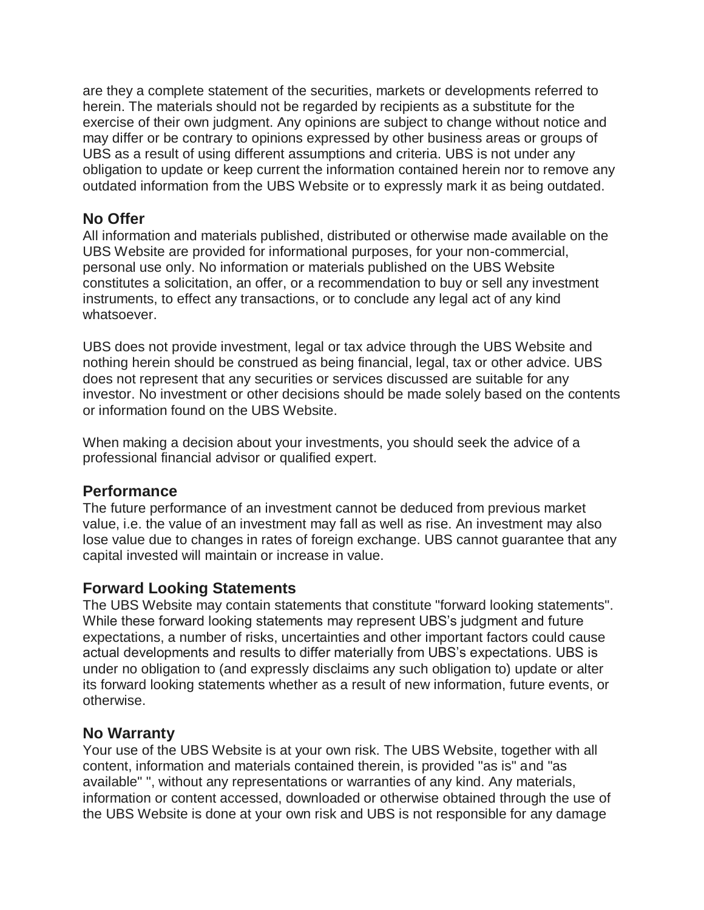are they a complete statement of the securities, markets or developments referred to herein. The materials should not be regarded by recipients as a substitute for the exercise of their own judgment. Any opinions are subject to change without notice and may differ or be contrary to opinions expressed by other business areas or groups of UBS as a result of using different assumptions and criteria. UBS is not under any obligation to update or keep current the information contained herein nor to remove any outdated information from the UBS Website or to expressly mark it as being outdated.

## No Offer

All information and materials published, distributed or otherwise made available on the UBS Website are provided for informational purposes, for your non-commercial, personal use only. No information or materials published on the UBS Website constitutes a solicitation, an offer, or a recommendation to buy or sell any investment instruments, to effect any transactions, or to conclude any legal act of any kind whatsoever.

UBS does not provide investment, legal or tax advice through the UBS Website and nothing herein should be construed as being financial, legal, tax or other advice. UBS does not represent that any securities or services discussed are suitable for any investor. No investment or other decisions should be made solely based on the contents or information found on the UBS Website.

When making a decision about your investments, you should seek the advice of a professional financial advisor or qualified expert.

## Performance

The future performance of an investment cannot be deduced from previous market value, i.e. the value of an investment may fall as well as rise. An investment may also lose value due to changes in rates of foreign exchange. UBS cannot guarantee that any capital invested will maintain or increase in value.

## Forward Looking Statements

The UBS Website may contain statements that constitute "forward looking statements". While these forward looking statements may represent UBS's judgment and future expectations, a number of risks, uncertainties and other important factors could cause actual developments and results to differ materially from UBS's expectations. UBS is under no obligation to (and expressly disclaims any such obligation to) update or alter its forward looking statements whether as a result of new information, future events, or otherwise.

## No Warranty

Your use of the UBS Website is at your own risk. The UBS Website, together with all content, information and materials contained therein, is provided "as is" and "as available" ", without any representations or warranties of any kind. Any materials, information or content accessed, downloaded or otherwise obtained through the use of the UBS Website is done at your own risk and UBS is not responsible for any damage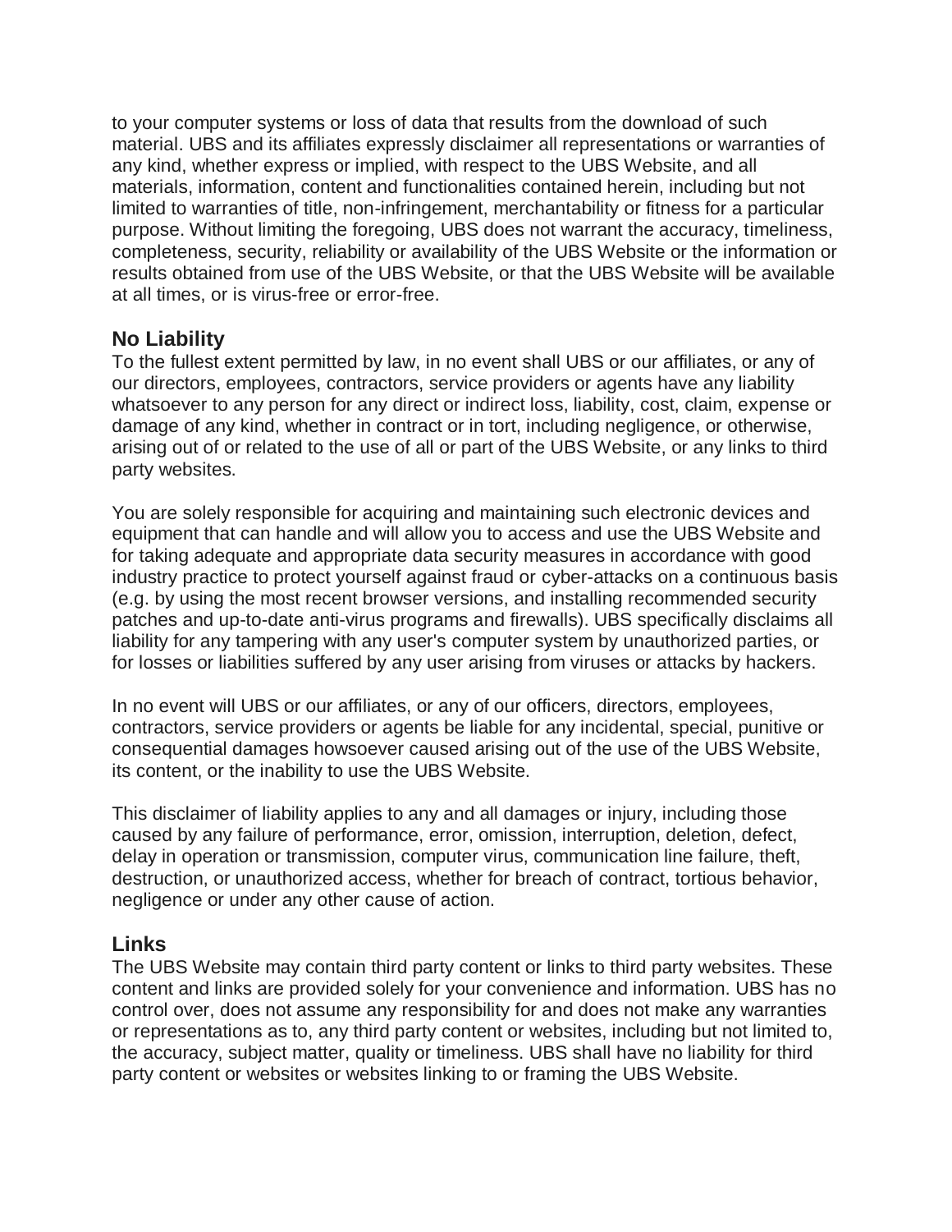to your computer systems or loss of data that results from the download of such material. UBS and its affiliates expressly disclaimer all representations or warranties of any kind, whether express or implied, with respect to the UBS Website, and all materials, information, content and functionalities contained herein, including but not limited to warranties of title, non-infringement, merchantability or fitness for a particular purpose. Without limiting the foregoing, UBS does not warrant the accuracy, timeliness, completeness, security, reliability or availability of the UBS Website or the information or results obtained from use of the UBS Website, or that the UBS Website will be available at all times, or is virus-free or error-free.

## No Liability

To the fullest extent permitted by law, in no event shall UBS or our affiliates, or any of our directors, employees, contractors, service providers or agents have any liability whatsoever to any person for any direct or indirect loss, liability, cost, claim, expense or damage of any kind, whether in contract or in tort, including negligence, or otherwise, arising out of or related to the use of all or part of the UBS Website, or any links to third party websites.

You are solely responsible for acquiring and maintaining such electronic devices and equipment that can handle and will allow you to access and use the UBS Website and for taking adequate and appropriate data security measures in accordance with good industry practice to protect yourself against fraud or cyber-attacks on a continuous basis (e.g. by using the most recent browser versions, and installing recommended security patches and up-to-date anti-virus programs and firewalls). UBS specifically disclaims all liability for any tampering with any user's computer system by unauthorized parties, or for losses or liabilities suffered by any user arising from viruses or attacks by hackers.

In no event will UBS or our affiliates, or any of our officers, directors, employees, contractors, service providers or agents be liable for any incidental, special, punitive or consequential damages howsoever caused arising out of the use of the UBS Website, its content, or the inability to use the UBS Website.

This disclaimer of liability applies to any and all damages or injury, including those caused by any failure of performance, error, omission, interruption, deletion, defect, delay in operation or transmission, computer virus, communication line failure, theft, destruction, or unauthorized access, whether for breach of contract, tortious behavior, negligence or under any other cause of action.

## Links

The UBS Website may contain third party content or links to third party websites. These content and links are provided solely for your convenience and information. UBS has no control over, does not assume any responsibility for and does not make any warranties or representations as to, any third party content or websites, including but not limited to, the accuracy, subject matter, quality or timeliness. UBS shall have no liability for third party content or websites or websites linking to or framing the UBS Website.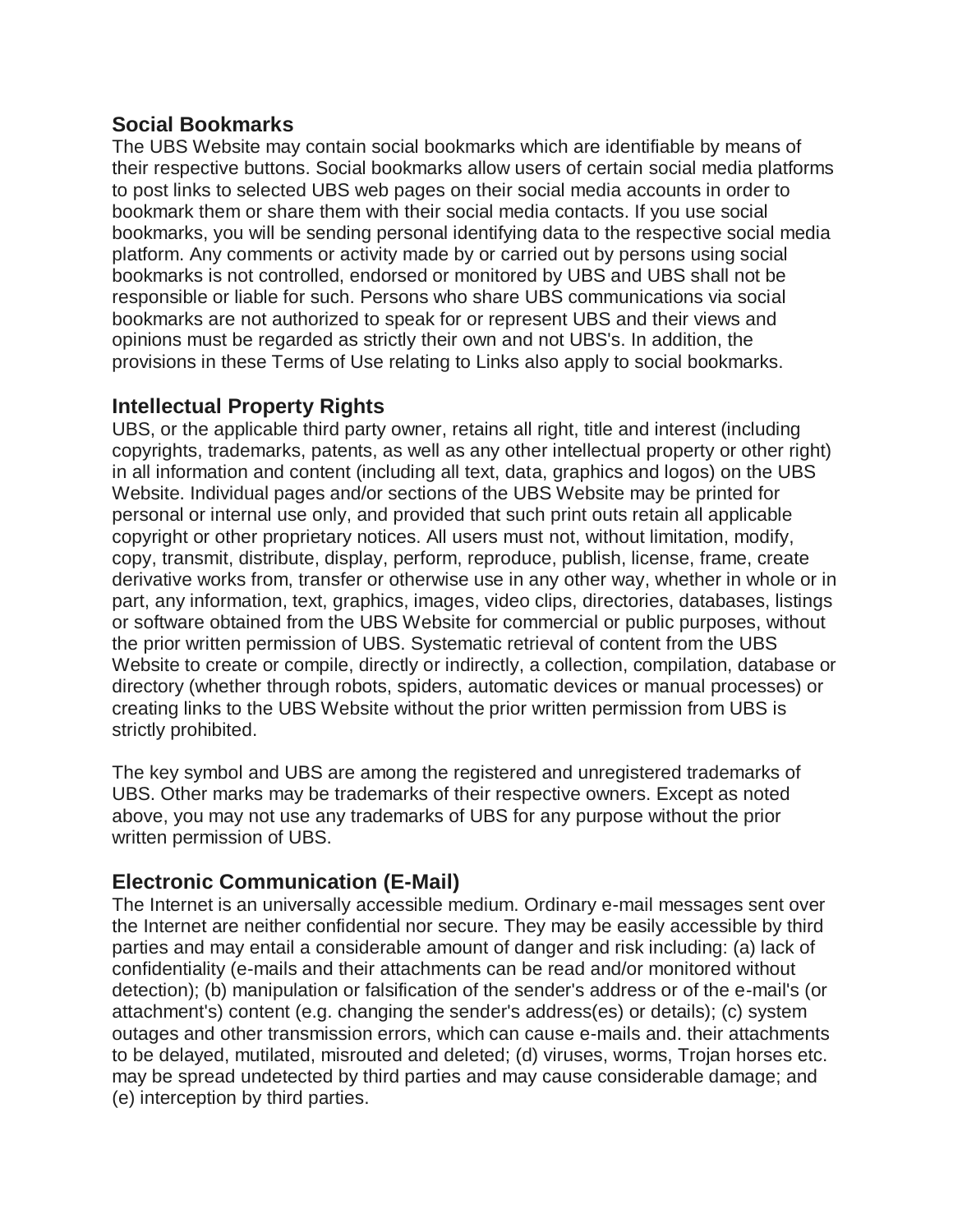## Social Bookmarks

The UBS Website may contain social bookmarks which are identifiable by means of their respective buttons. Social bookmarks allow users of certain social media platforms to post links to selected UBS web pages on their social media accounts in order to bookmark them or share them with their social media contacts. If you use social bookmarks, you will be sending personal identifying data to the respective social media platform. Any comments or activity made by or carried out by persons using social bookmarks is not controlled, endorsed or monitored by UBS and UBS shall not be responsible or liable for such. Persons who share UBS communications via social bookmarks are not authorized to speak for or represent UBS and their views and opinions must be regarded as strictly their own and not UBS's. In addition, the provisions in these Terms of Use relating to Links also apply to social bookmarks.

## Intellectual Property Rights

UBS, or the applicable third party owner, retains all right, title and interest (including copyrights, trademarks, patents, as well as any other intellectual property or other right) in all information and content (including all text, data, graphics and logos) on the UBS Website. Individual pages and/or sections of the UBS Website may be printed for personal or internal use only, and provided that such print outs retain all applicable copyright or other proprietary notices. All users must not, without limitation, modify, copy, transmit, distribute, display, perform, reproduce, publish, license, frame, create derivative works from, transfer or otherwise use in any other way, whether in whole or in part, any information, text, graphics, images, video clips, directories, databases, listings or software obtained from the UBS Website for commercial or public purposes, without the prior written permission of UBS. Systematic retrieval of content from the UBS Website to create or compile, directly or indirectly, a collection, compilation, database or directory (whether through robots, spiders, automatic devices or manual processes) or creating links to the UBS Website without the prior written permission from UBS is strictly prohibited.

The key symbol and UBS are among the registered and unregistered trademarks of UBS. Other marks may be trademarks of their respective owners. Except as noted above, you may not use any trademarks of UBS for any purpose without the prior written permission of UBS.

## Electronic Communication (E-Mail)

The Internet is an universally accessible medium. Ordinary e-mail messages sent over the Internet are neither confidential nor secure. They may be easily accessible by third parties and may entail a considerable amount of danger and risk including: (a) lack of confidentiality (e-mails and their attachments can be read and/or monitored without detection); (b) manipulation or falsification of the sender's address or of the e-mail's (or attachment's) content (e.g. changing the sender's address(es) or details); (c) system outages and other transmission errors, which can cause e-mails and. their attachments to be delayed, mutilated, misrouted and deleted; (d) viruses, worms, Trojan horses etc. may be spread undetected by third parties and may cause considerable damage; and (e) interception by third parties.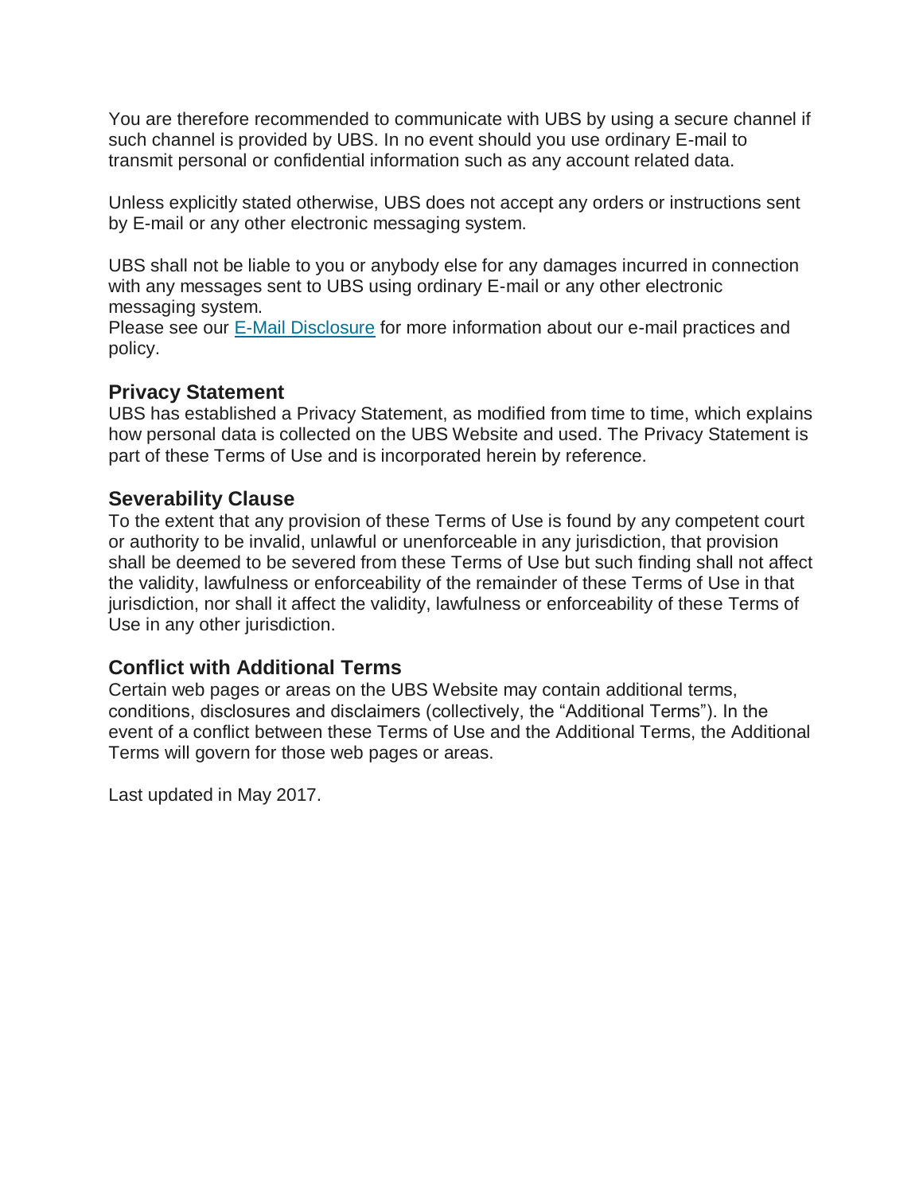You are therefore recommended to communicate with UBS by using a secure channel if such channel is provided by UBS. In no event should you use ordinary E-mail to transmit personal or confidential information such as any account related data.

Unless explicitly stated otherwise, UBS does not accept any orders or instructions sent by E-mail or any other electronic messaging system.

UBS shall not be liable to you or anybody else for any damages incurred in connection with any messages sent to UBS using ordinary E-mail or any other electronic messaging system.
Please see our E-Mail Disclosure for more information about our e-mail practices and policy.

## Privacy Statement

UBS has established a Privacy Statement, as modified from time to time, which explains how personal data is collected on the UBS Website and used. The Privacy Statement is part of these Terms of Use and is incorporated herein by reference.

## Severability Clause

To the extent that any provision of these Terms of Use is found by any competent court or authority to be invalid, unlawful or unenforceable in any jurisdiction, that provision shall be deemed to be severed from these Terms of Use but such finding shall not affect the validity, lawfulness or enforceability of the remainder of these Terms of Use in that jurisdiction, nor shall it affect the validity, lawfulness or enforceability of these Terms of Use in any other jurisdiction.

## Conflict with Additional Terms

Certain web pages or areas on the UBS Website may contain additional terms, conditions, disclosures and disclaimers (collectively, the "Additional Terms"). In the event of a conflict between these Terms of Use and the Additional Terms, the Additional Terms will govern for those web pages or areas.

Last updated in May 2017.